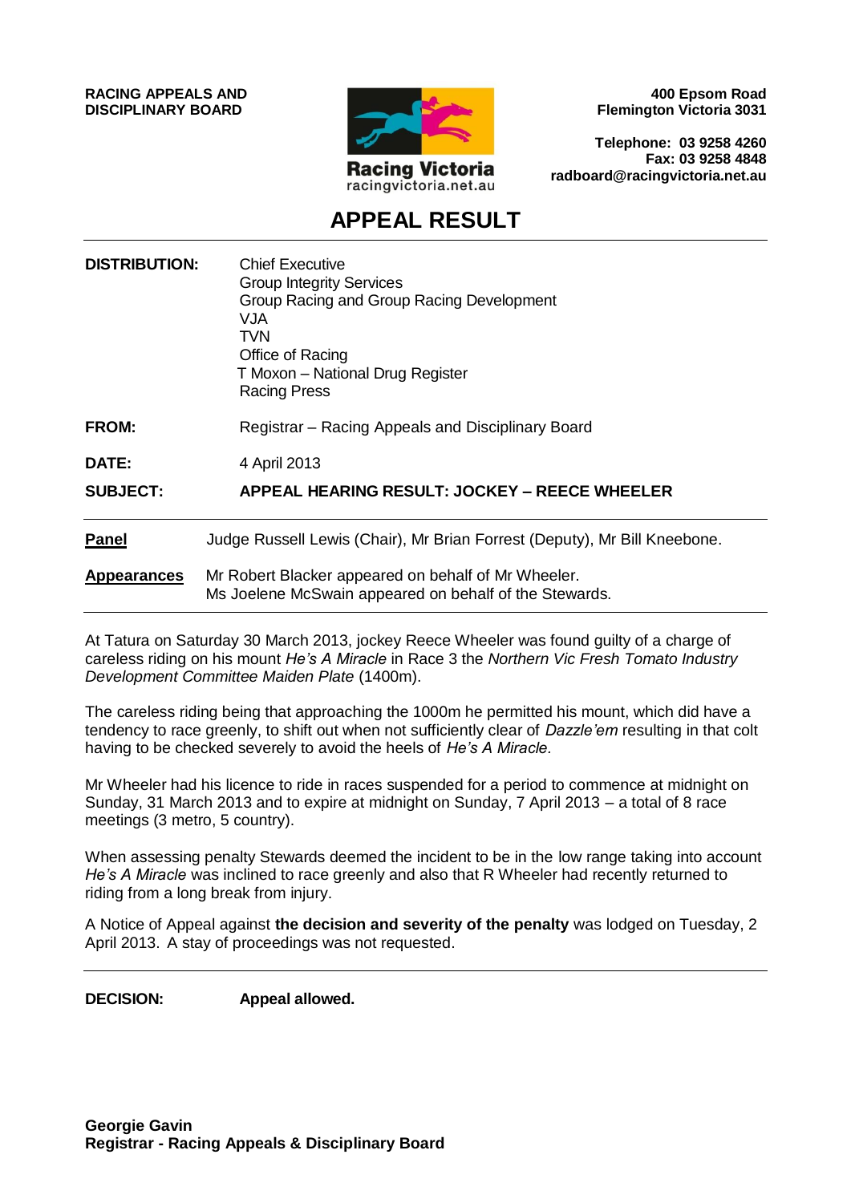**RACING APPEALS AND DISCIPLINARY BOARD**

Racing Victoria
racingvictoria.net.au

**400 Epsom Road**
**Flemington Victoria 3031**

**Telephone: 03 9258 4260**
**Fax: 03 9258 4848**
**radboard@racingvictoria.net.au**

# APPEAL RESULT

**DISTRIBUTION:** Chief Executive
Group Integrity Services
Group Racing and Group Racing Development
VJA
TVN
Office of Racing
T Moxon – National Drug Register
Racing Press

**FROM:** Registrar – Racing Appeals and Disciplinary Board

**DATE:** 4 April 2013

**SUBJECT:** **APPEAL HEARING RESULT: JOCKEY – REECE WHEELER**

---

**Panel** Judge Russell Lewis (Chair), Mr Brian Forrest (Deputy), Mr Bill Kneebone.

**Appearances** Mr Robert Blacker appeared on behalf of Mr Wheeler.
Ms Joelene McSwain appeared on behalf of the Stewards.

---

At Tatura on Saturday 30 March 2013, jockey Reece Wheeler was found guilty of a charge of careless riding on his mount *He's A Miracle* in Race 3 the *Northern Vic Fresh Tomato Industry Development Committee Maiden Plate* (1400m).

The careless riding being that approaching the 1000m he permitted his mount, which did have a tendency to race greenly, to shift out when not sufficiently clear of *Dazzle'em* resulting in that colt having to be checked severely to avoid the heels of *He's A Miracle.*

Mr Wheeler had his licence to ride in races suspended for a period to commence at midnight on Sunday, 31 March 2013 and to expire at midnight on Sunday, 7 April 2013 – a total of 8 race meetings (3 metro, 5 country).

When assessing penalty Stewards deemed the incident to be in the low range taking into account *He's A Miracle* was inclined to race greenly and also that R Wheeler had recently returned to riding from a long break from injury.

A Notice of Appeal against **the decision and severity of the penalty** was lodged on Tuesday, 2 April 2013. A stay of proceedings was not requested.

---

**DECISION:** **Appeal allowed.**

**Georgie Gavin**
**Registrar - Racing Appeals & Disciplinary Board**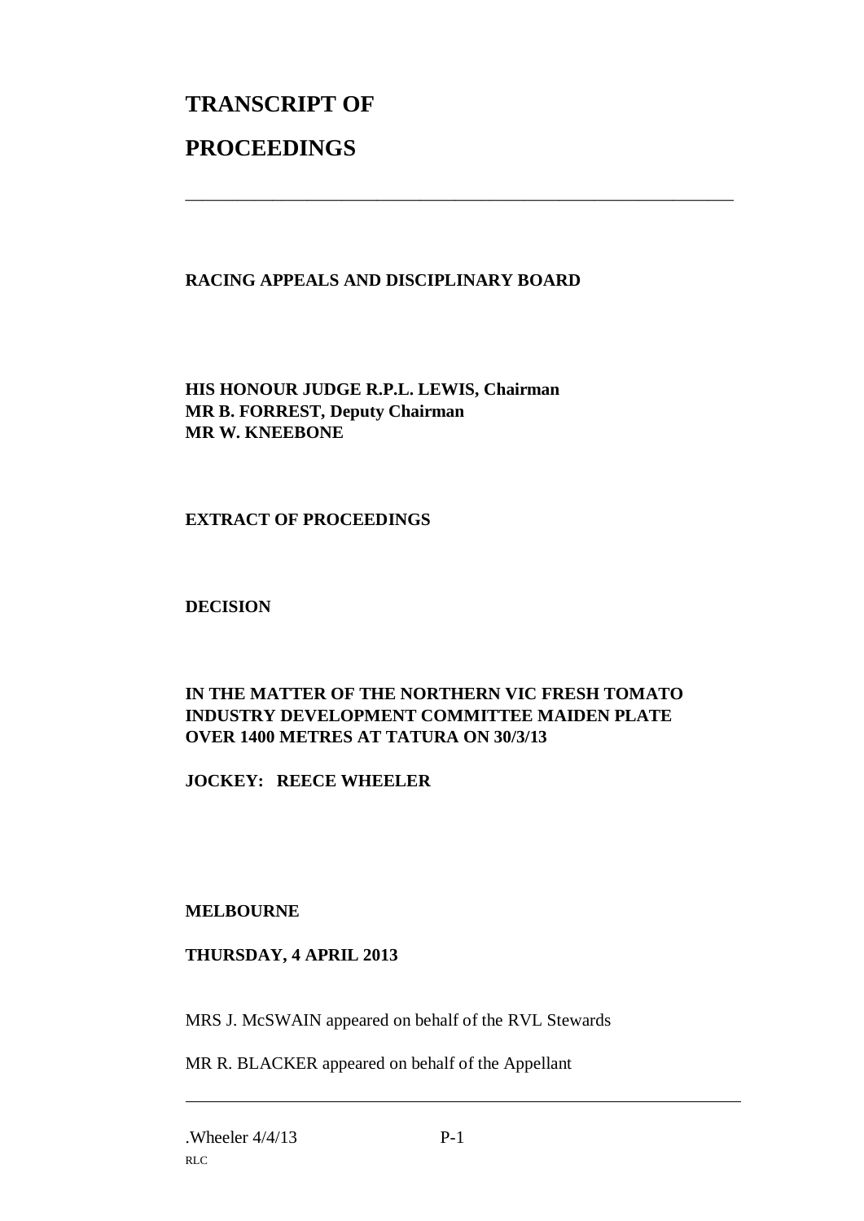# TRANSCRIPT OF

# PROCEEDINGS

---

**RACING APPEALS AND DISCIPLINARY BOARD**

**HIS HONOUR JUDGE R.P.L. LEWIS, Chairman**
**MR B. FORREST, Deputy Chairman**
**MR W. KNEEBONE**

**EXTRACT OF PROCEEDINGS**

**DECISION**

**IN THE MATTER OF THE NORTHERN VIC FRESH TOMATO INDUSTRY DEVELOPMENT COMMITTEE MAIDEN PLATE OVER 1400 METRES AT TATURA ON 30/3/13**

**JOCKEY: REECE WHEELER**

**MELBOURNE**

**THURSDAY, 4 APRIL 2013**

MRS J. McSWAIN appeared on behalf of the RVL Stewards

MR R. BLACKER appeared on behalf of the Appellant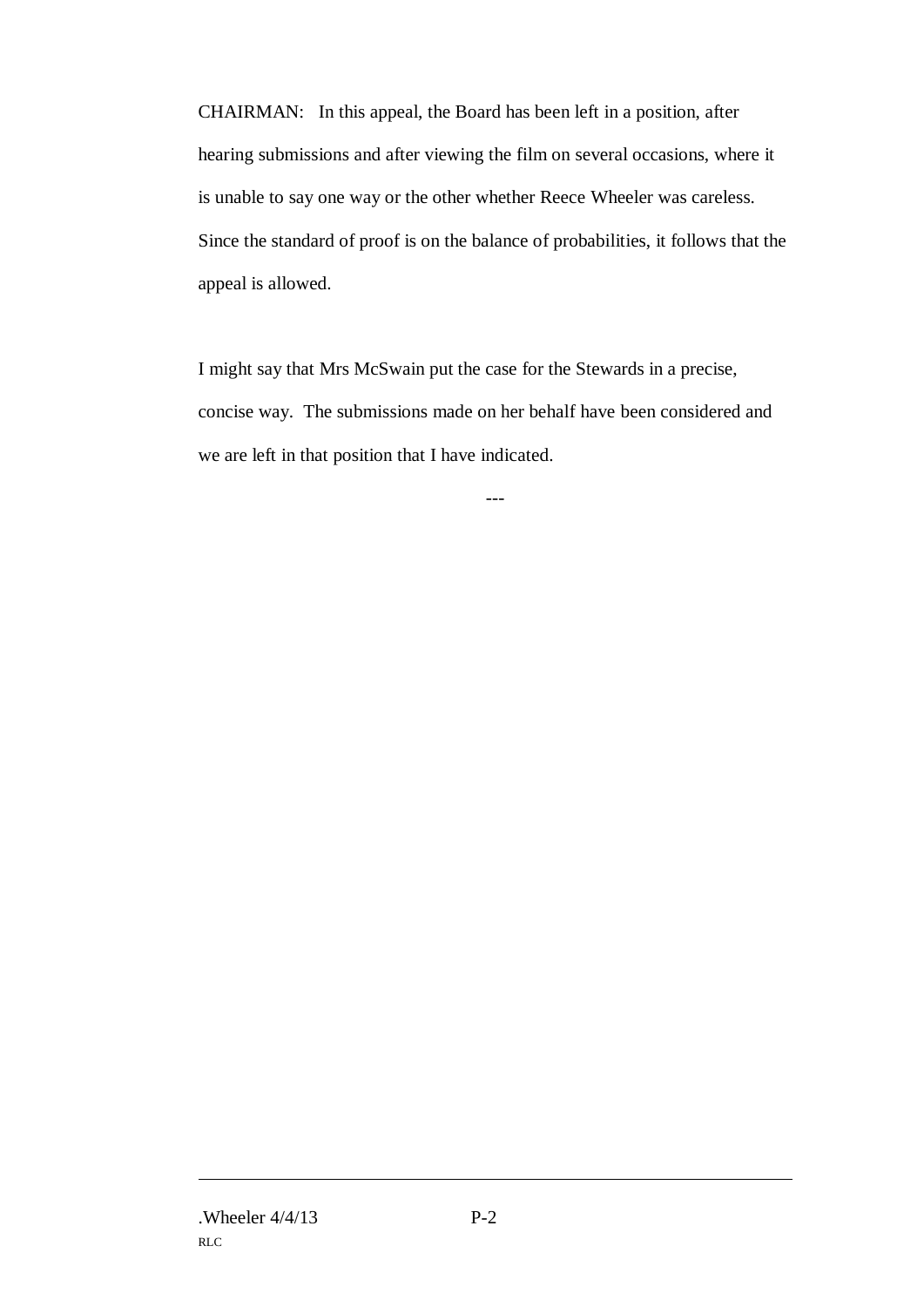CHAIRMAN: In this appeal, the Board has been left in a position, after hearing submissions and after viewing the film on several occasions, where it is unable to say one way or the other whether Reece Wheeler was careless. Since the standard of proof is on the balance of probabilities, it follows that the appeal is allowed.

I might say that Mrs McSwain put the case for the Stewards in a precise, concise way. The submissions made on her behalf have been considered and we are left in that position that I have indicated.

---